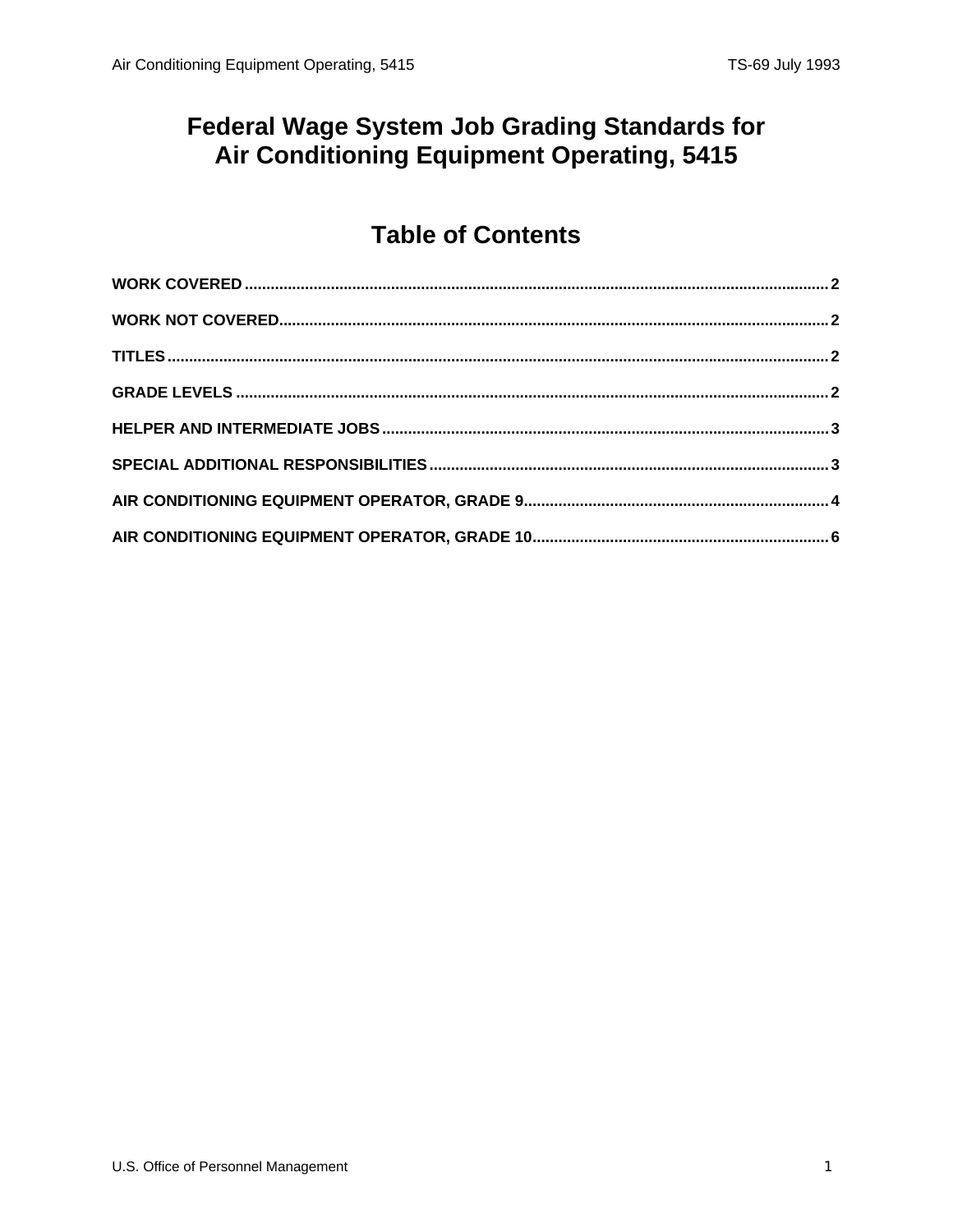# Federal Wage System Job Grading Standards for Air Conditioning Equipment Operating, 5415

## Table of Contents

WORK COVERED .......... 2

WORK NOT COVERED .......... 2

TITLES .......... 2

GRADE LEVELS .......... 2

HELPER AND INTERMEDIATE JOBS .......... 3

SPECIAL ADDITIONAL RESPONSIBILITIES .......... 3

AIR CONDITIONING EQUIPMENT OPERATOR, GRADE 9 .......... 4

AIR CONDITIONING EQUIPMENT OPERATOR, GRADE 10 .......... 6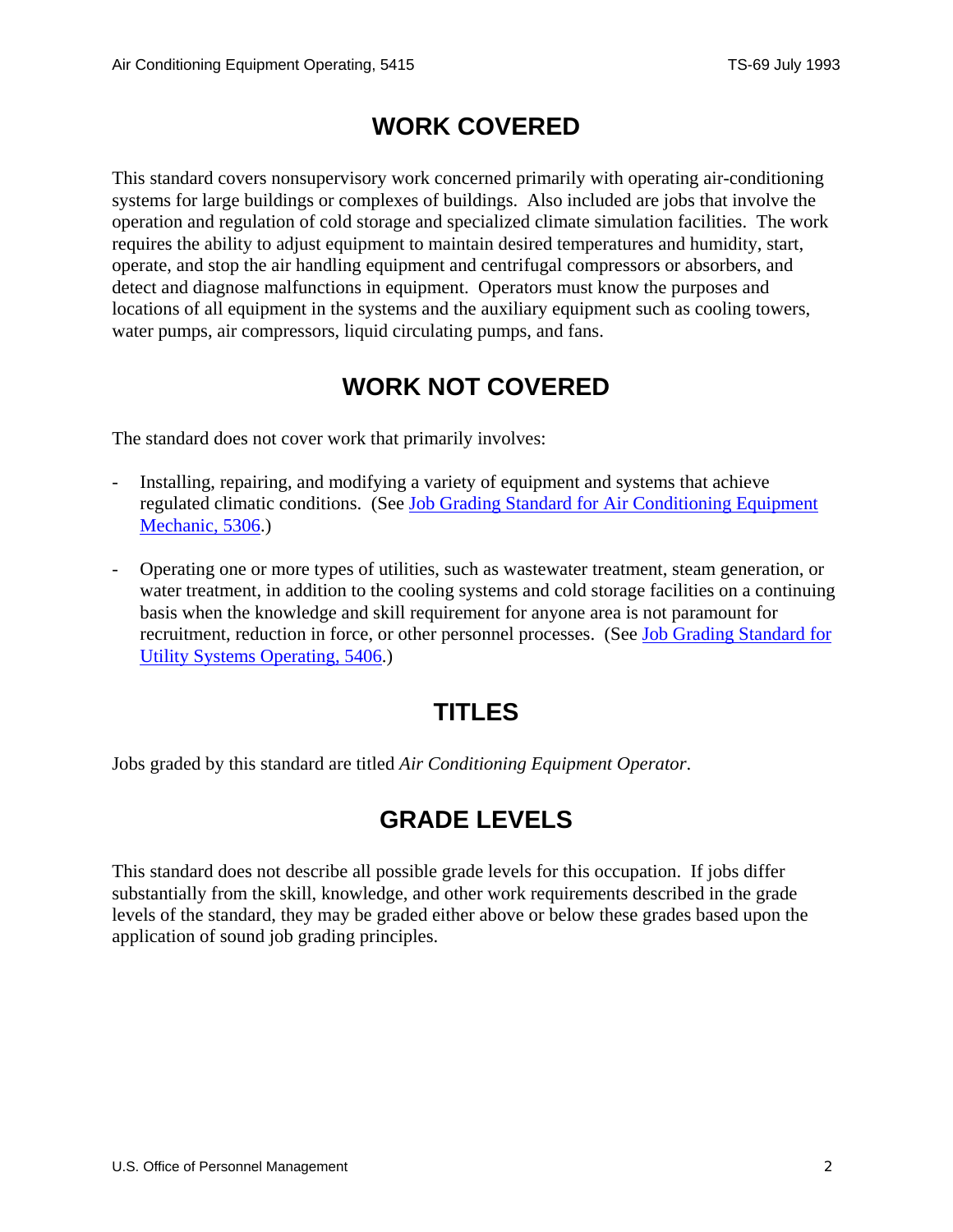## WORK COVERED

This standard covers nonsupervisory work concerned primarily with operating air-conditioning systems for large buildings or complexes of buildings. Also included are jobs that involve the operation and regulation of cold storage and specialized climate simulation facilities. The work requires the ability to adjust equipment to maintain desired temperatures and humidity, start, operate, and stop the air handling equipment and centrifugal compressors or absorbers, and detect and diagnose malfunctions in equipment. Operators must know the purposes and locations of all equipment in the systems and the auxiliary equipment such as cooling towers, water pumps, air compressors, liquid circulating pumps, and fans.

## WORK NOT COVERED

The standard does not cover work that primarily involves:

- Installing, repairing, and modifying a variety of equipment and systems that achieve regulated climatic conditions. (See Job Grading Standard for Air Conditioning Equipment Mechanic, 5306.)

- Operating one or more types of utilities, such as wastewater treatment, steam generation, or water treatment, in addition to the cooling systems and cold storage facilities on a continuing basis when the knowledge and skill requirement for anyone area is not paramount for recruitment, reduction in force, or other personnel processes. (See Job Grading Standard for Utility Systems Operating, 5406.)

## TITLES

Jobs graded by this standard are titled *Air Conditioning Equipment Operator*.

## GRADE LEVELS

This standard does not describe all possible grade levels for this occupation. If jobs differ substantially from the skill, knowledge, and other work requirements described in the grade levels of the standard, they may be graded either above or below these grades based upon the application of sound job grading principles.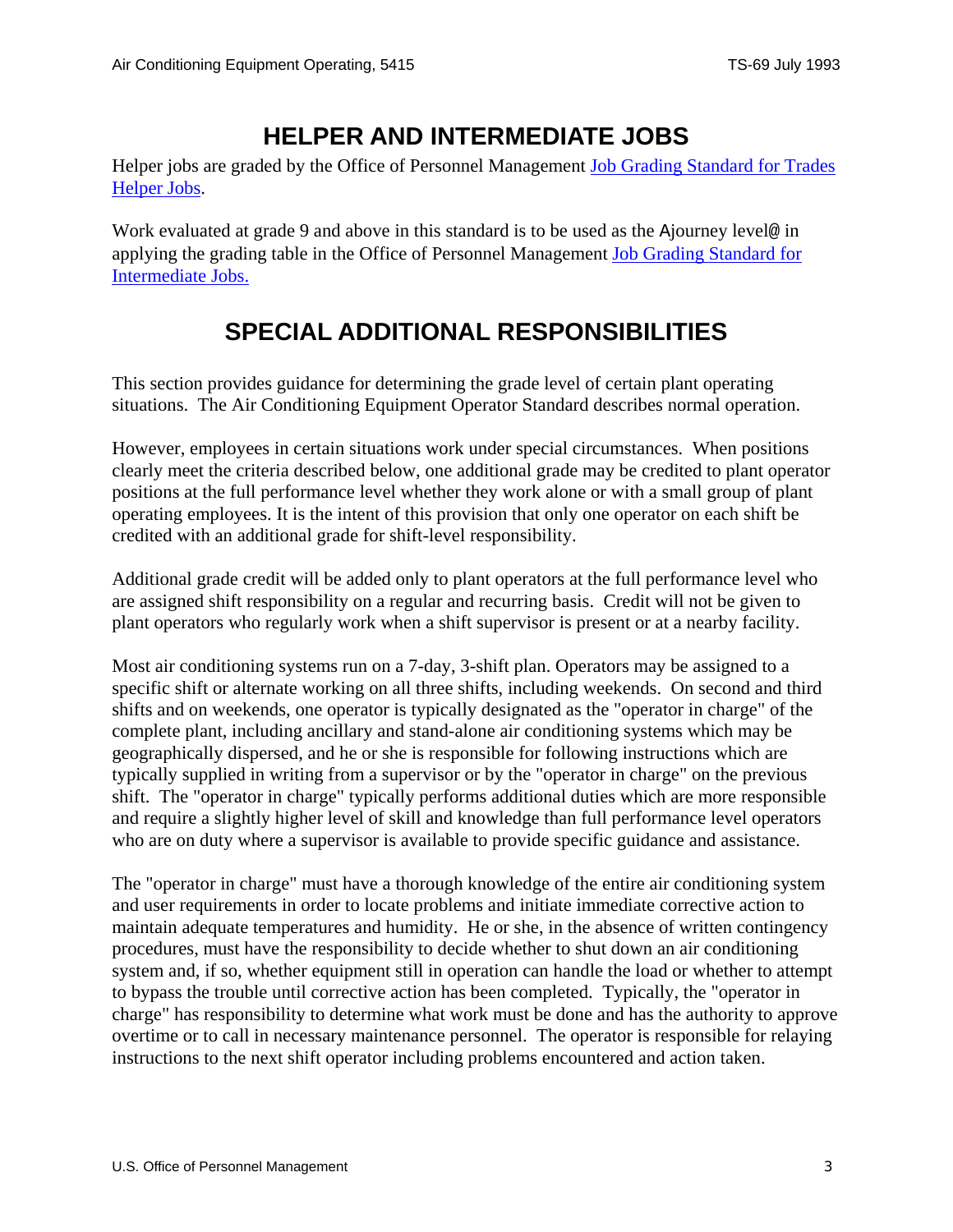# HELPER AND INTERMEDIATE JOBS

Helper jobs are graded by the Office of Personnel Management [Job Grading Standard for Trades Helper Jobs](#).

Work evaluated at grade 9 and above in this standard is to be used as the Ajourney level@ in applying the grading table in the Office of Personnel Management [Job Grading Standard for Intermediate Jobs.](#)

# SPECIAL ADDITIONAL RESPONSIBILITIES

This section provides guidance for determining the grade level of certain plant operating situations. The Air Conditioning Equipment Operator Standard describes normal operation.

However, employees in certain situations work under special circumstances. When positions clearly meet the criteria described below, one additional grade may be credited to plant operator positions at the full performance level whether they work alone or with a small group of plant operating employees. It is the intent of this provision that only one operator on each shift be credited with an additional grade for shift-level responsibility.

Additional grade credit will be added only to plant operators at the full performance level who are assigned shift responsibility on a regular and recurring basis. Credit will not be given to plant operators who regularly work when a shift supervisor is present or at a nearby facility.

Most air conditioning systems run on a 7-day, 3-shift plan. Operators may be assigned to a specific shift or alternate working on all three shifts, including weekends. On second and third shifts and on weekends, one operator is typically designated as the "operator in charge" of the complete plant, including ancillary and stand-alone air conditioning systems which may be geographically dispersed, and he or she is responsible for following instructions which are typically supplied in writing from a supervisor or by the "operator in charge" on the previous shift. The "operator in charge" typically performs additional duties which are more responsible and require a slightly higher level of skill and knowledge than full performance level operators who are on duty where a supervisor is available to provide specific guidance and assistance.

The "operator in charge" must have a thorough knowledge of the entire air conditioning system and user requirements in order to locate problems and initiate immediate corrective action to maintain adequate temperatures and humidity. He or she, in the absence of written contingency procedures, must have the responsibility to decide whether to shut down an air conditioning system and, if so, whether equipment still in operation can handle the load or whether to attempt to bypass the trouble until corrective action has been completed. Typically, the "operator in charge" has responsibility to determine what work must be done and has the authority to approve overtime or to call in necessary maintenance personnel. The operator is responsible for relaying instructions to the next shift operator including problems encountered and action taken.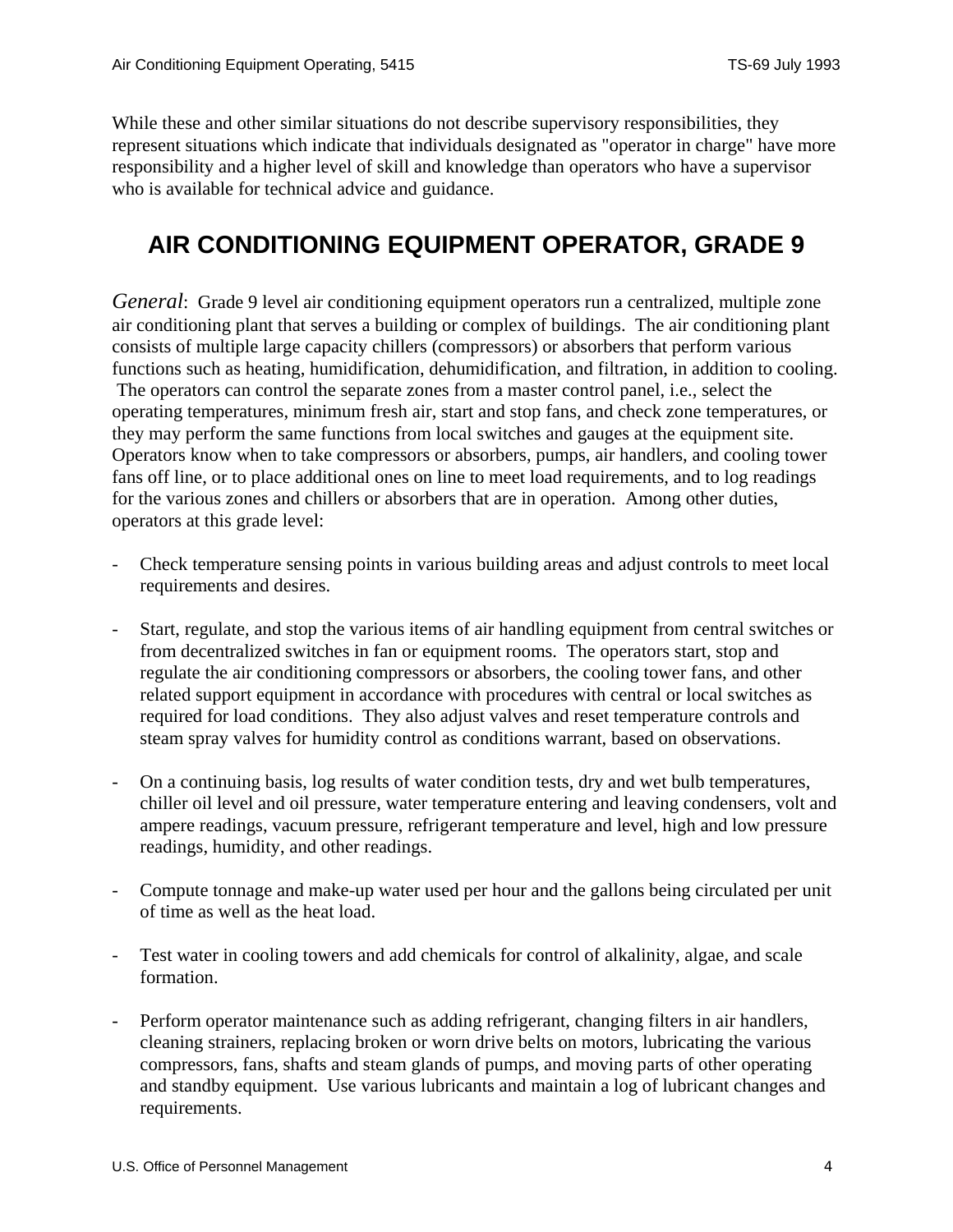While these and other similar situations do not describe supervisory responsibilities, they represent situations which indicate that individuals designated as "operator in charge" have more responsibility and a higher level of skill and knowledge than operators who have a supervisor who is available for technical advice and guidance.

## AIR CONDITIONING EQUIPMENT OPERATOR, GRADE 9

*General*: Grade 9 level air conditioning equipment operators run a centralized, multiple zone air conditioning plant that serves a building or complex of buildings. The air conditioning plant consists of multiple large capacity chillers (compressors) or absorbers that perform various functions such as heating, humidification, dehumidification, and filtration, in addition to cooling. The operators can control the separate zones from a master control panel, i.e., select the operating temperatures, minimum fresh air, start and stop fans, and check zone temperatures, or they may perform the same functions from local switches and gauges at the equipment site. Operators know when to take compressors or absorbers, pumps, air handlers, and cooling tower fans off line, or to place additional ones on line to meet load requirements, and to log readings for the various zones and chillers or absorbers that are in operation. Among other duties, operators at this grade level:

- Check temperature sensing points in various building areas and adjust controls to meet local requirements and desires.

- Start, regulate, and stop the various items of air handling equipment from central switches or from decentralized switches in fan or equipment rooms. The operators start, stop and regulate the air conditioning compressors or absorbers, the cooling tower fans, and other related support equipment in accordance with procedures with central or local switches as required for load conditions. They also adjust valves and reset temperature controls and steam spray valves for humidity control as conditions warrant, based on observations.

- On a continuing basis, log results of water condition tests, dry and wet bulb temperatures, chiller oil level and oil pressure, water temperature entering and leaving condensers, volt and ampere readings, vacuum pressure, refrigerant temperature and level, high and low pressure readings, humidity, and other readings.

- Compute tonnage and make-up water used per hour and the gallons being circulated per unit of time as well as the heat load.

- Test water in cooling towers and add chemicals for control of alkalinity, algae, and scale formation.

- Perform operator maintenance such as adding refrigerant, changing filters in air handlers, cleaning strainers, replacing broken or worn drive belts on motors, lubricating the various compressors, fans, shafts and steam glands of pumps, and moving parts of other operating and standby equipment. Use various lubricants and maintain a log of lubricant changes and requirements.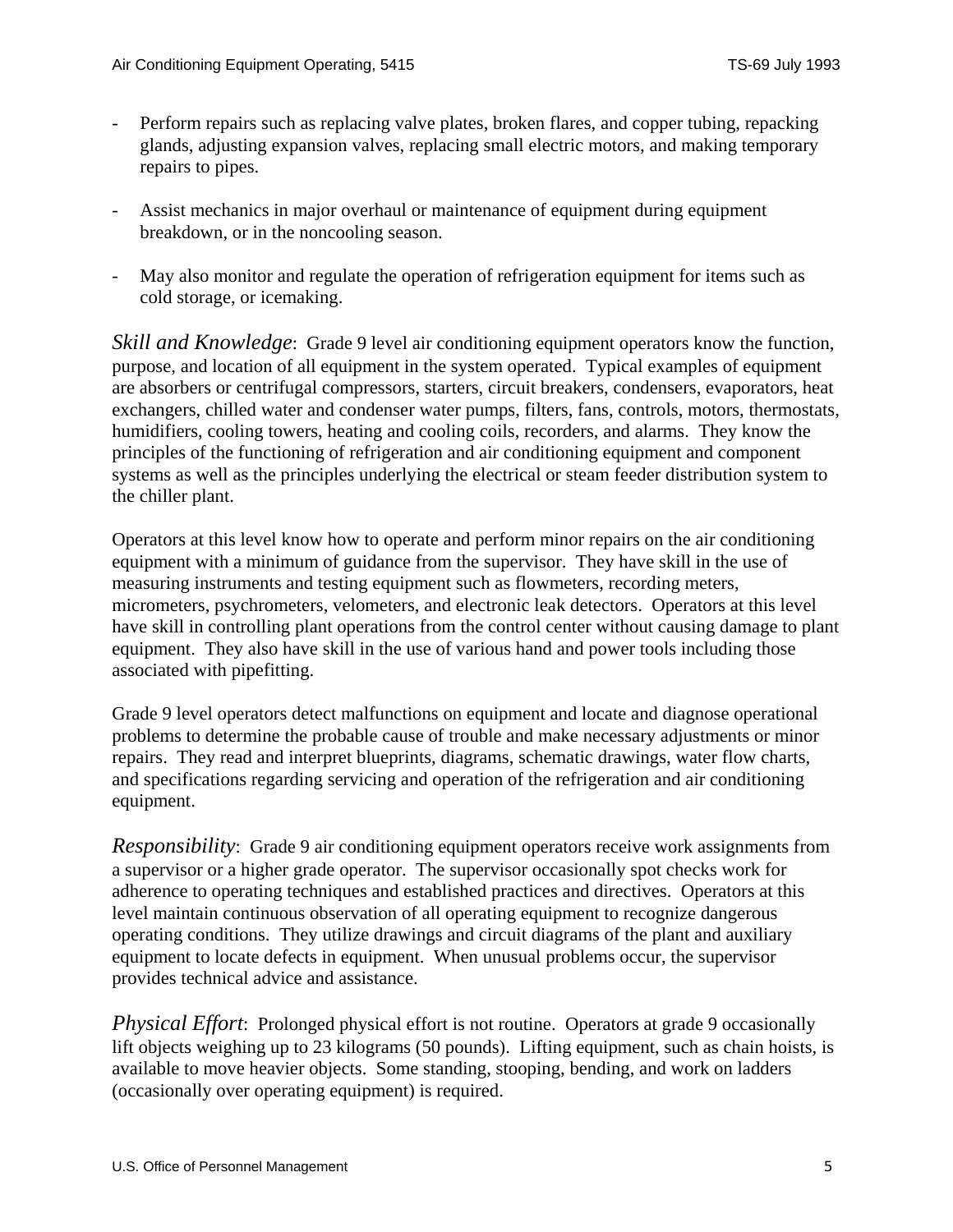- Perform repairs such as replacing valve plates, broken flares, and copper tubing, repacking glands, adjusting expansion valves, replacing small electric motors, and making temporary repairs to pipes.

- Assist mechanics in major overhaul or maintenance of equipment during equipment breakdown, or in the noncooling season.

- May also monitor and regulate the operation of refrigeration equipment for items such as cold storage, or icemaking.

*Skill and Knowledge*: Grade 9 level air conditioning equipment operators know the function, purpose, and location of all equipment in the system operated. Typical examples of equipment are absorbers or centrifugal compressors, starters, circuit breakers, condensers, evaporators, heat exchangers, chilled water and condenser water pumps, filters, fans, controls, motors, thermostats, humidifiers, cooling towers, heating and cooling coils, recorders, and alarms. They know the principles of the functioning of refrigeration and air conditioning equipment and component systems as well as the principles underlying the electrical or steam feeder distribution system to the chiller plant.

Operators at this level know how to operate and perform minor repairs on the air conditioning equipment with a minimum of guidance from the supervisor. They have skill in the use of measuring instruments and testing equipment such as flowmeters, recording meters, micrometers, psychrometers, velometers, and electronic leak detectors. Operators at this level have skill in controlling plant operations from the control center without causing damage to plant equipment. They also have skill in the use of various hand and power tools including those associated with pipefitting.

Grade 9 level operators detect malfunctions on equipment and locate and diagnose operational problems to determine the probable cause of trouble and make necessary adjustments or minor repairs. They read and interpret blueprints, diagrams, schematic drawings, water flow charts, and specifications regarding servicing and operation of the refrigeration and air conditioning equipment.

*Responsibility*: Grade 9 air conditioning equipment operators receive work assignments from a supervisor or a higher grade operator. The supervisor occasionally spot checks work for adherence to operating techniques and established practices and directives. Operators at this level maintain continuous observation of all operating equipment to recognize dangerous operating conditions. They utilize drawings and circuit diagrams of the plant and auxiliary equipment to locate defects in equipment. When unusual problems occur, the supervisor provides technical advice and assistance.

*Physical Effort*: Prolonged physical effort is not routine. Operators at grade 9 occasionally lift objects weighing up to 23 kilograms (50 pounds). Lifting equipment, such as chain hoists, is available to move heavier objects. Some standing, stooping, bending, and work on ladders (occasionally over operating equipment) is required.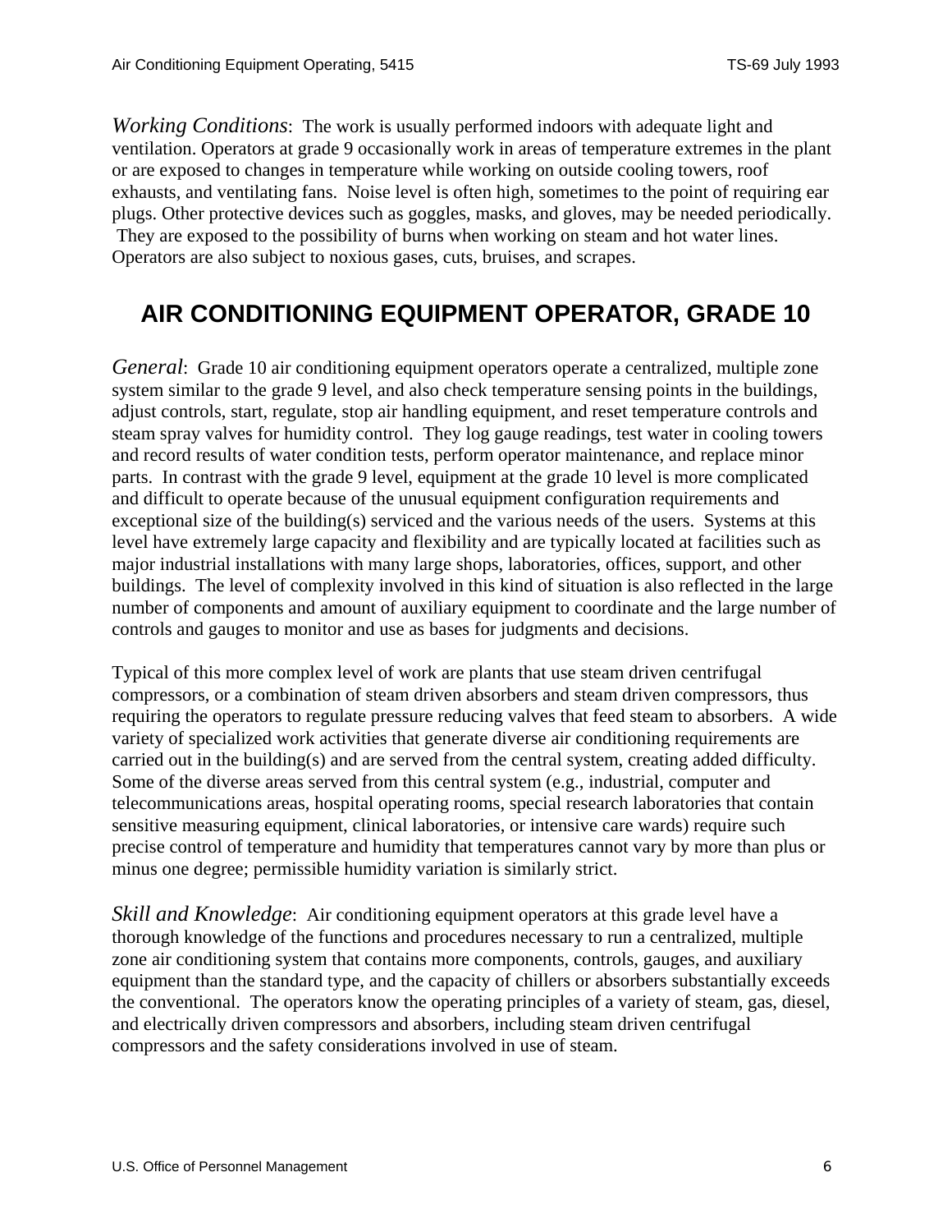*Working Conditions*: The work is usually performed indoors with adequate light and ventilation. Operators at grade 9 occasionally work in areas of temperature extremes in the plant or are exposed to changes in temperature while working on outside cooling towers, roof exhausts, and ventilating fans. Noise level is often high, sometimes to the point of requiring ear plugs. Other protective devices such as goggles, masks, and gloves, may be needed periodically. They are exposed to the possibility of burns when working on steam and hot water lines. Operators are also subject to noxious gases, cuts, bruises, and scrapes.

## AIR CONDITIONING EQUIPMENT OPERATOR, GRADE 10

*General*: Grade 10 air conditioning equipment operators operate a centralized, multiple zone system similar to the grade 9 level, and also check temperature sensing points in the buildings, adjust controls, start, regulate, stop air handling equipment, and reset temperature controls and steam spray valves for humidity control. They log gauge readings, test water in cooling towers and record results of water condition tests, perform operator maintenance, and replace minor parts. In contrast with the grade 9 level, equipment at the grade 10 level is more complicated and difficult to operate because of the unusual equipment configuration requirements and exceptional size of the building(s) serviced and the various needs of the users. Systems at this level have extremely large capacity and flexibility and are typically located at facilities such as major industrial installations with many large shops, laboratories, offices, support, and other buildings. The level of complexity involved in this kind of situation is also reflected in the large number of components and amount of auxiliary equipment to coordinate and the large number of controls and gauges to monitor and use as bases for judgments and decisions.

Typical of this more complex level of work are plants that use steam driven centrifugal compressors, or a combination of steam driven absorbers and steam driven compressors, thus requiring the operators to regulate pressure reducing valves that feed steam to absorbers. A wide variety of specialized work activities that generate diverse air conditioning requirements are carried out in the building(s) and are served from the central system, creating added difficulty. Some of the diverse areas served from this central system (e.g., industrial, computer and telecommunications areas, hospital operating rooms, special research laboratories that contain sensitive measuring equipment, clinical laboratories, or intensive care wards) require such precise control of temperature and humidity that temperatures cannot vary by more than plus or minus one degree; permissible humidity variation is similarly strict.

*Skill and Knowledge*: Air conditioning equipment operators at this grade level have a thorough knowledge of the functions and procedures necessary to run a centralized, multiple zone air conditioning system that contains more components, controls, gauges, and auxiliary equipment than the standard type, and the capacity of chillers or absorbers substantially exceeds the conventional. The operators know the operating principles of a variety of steam, gas, diesel, and electrically driven compressors and absorbers, including steam driven centrifugal compressors and the safety considerations involved in use of steam.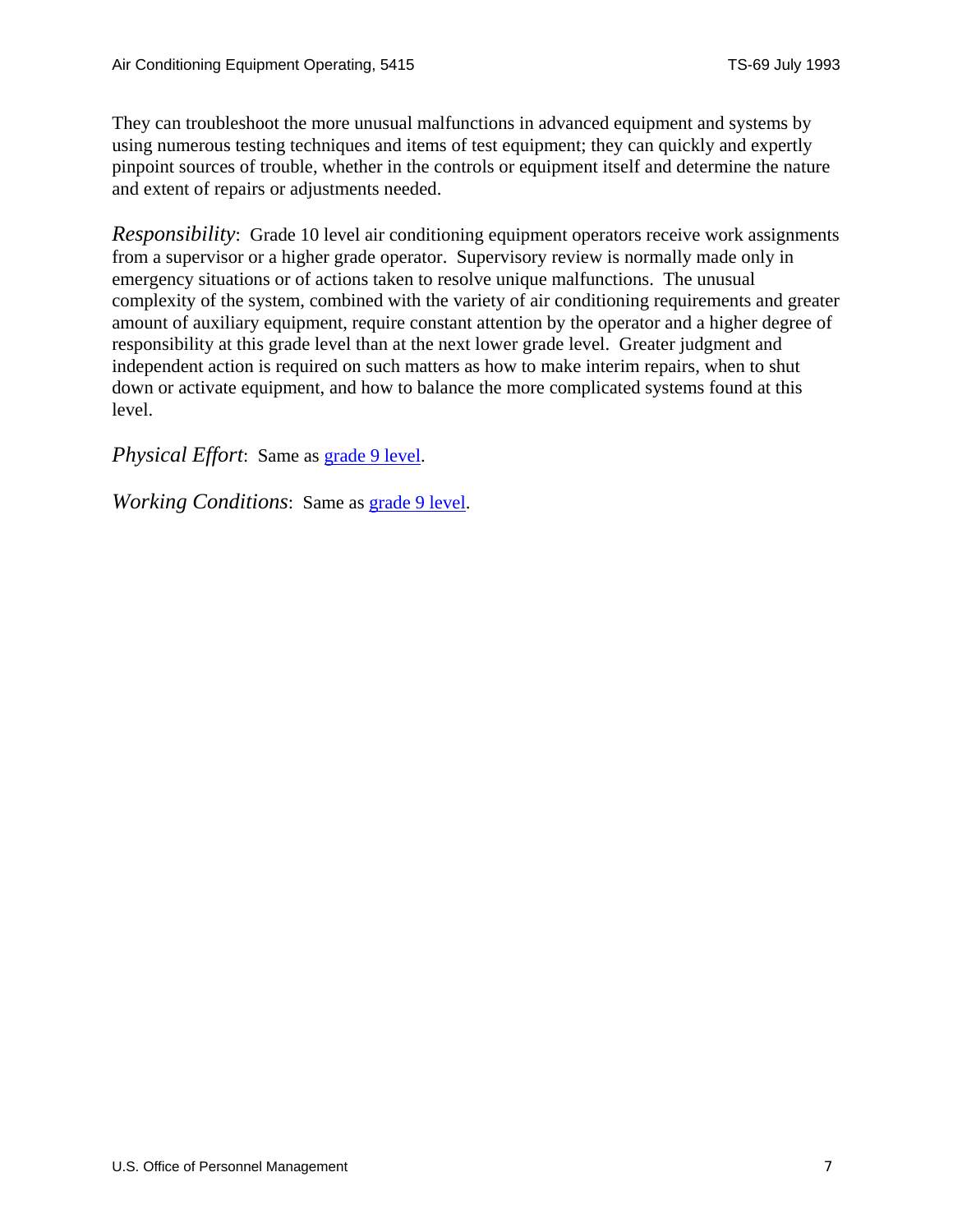They can troubleshoot the more unusual malfunctions in advanced equipment and systems by using numerous testing techniques and items of test equipment; they can quickly and expertly pinpoint sources of trouble, whether in the controls or equipment itself and determine the nature and extent of repairs or adjustments needed.

*Responsibility*: Grade 10 level air conditioning equipment operators receive work assignments from a supervisor or a higher grade operator. Supervisory review is normally made only in emergency situations or of actions taken to resolve unique malfunctions. The unusual complexity of the system, combined with the variety of air conditioning requirements and greater amount of auxiliary equipment, require constant attention by the operator and a higher degree of responsibility at this grade level than at the next lower grade level. Greater judgment and independent action is required on such matters as how to make interim repairs, when to shut down or activate equipment, and how to balance the more complicated systems found at this level.

*Physical Effort*: Same as grade 9 level.

*Working Conditions*: Same as grade 9 level.